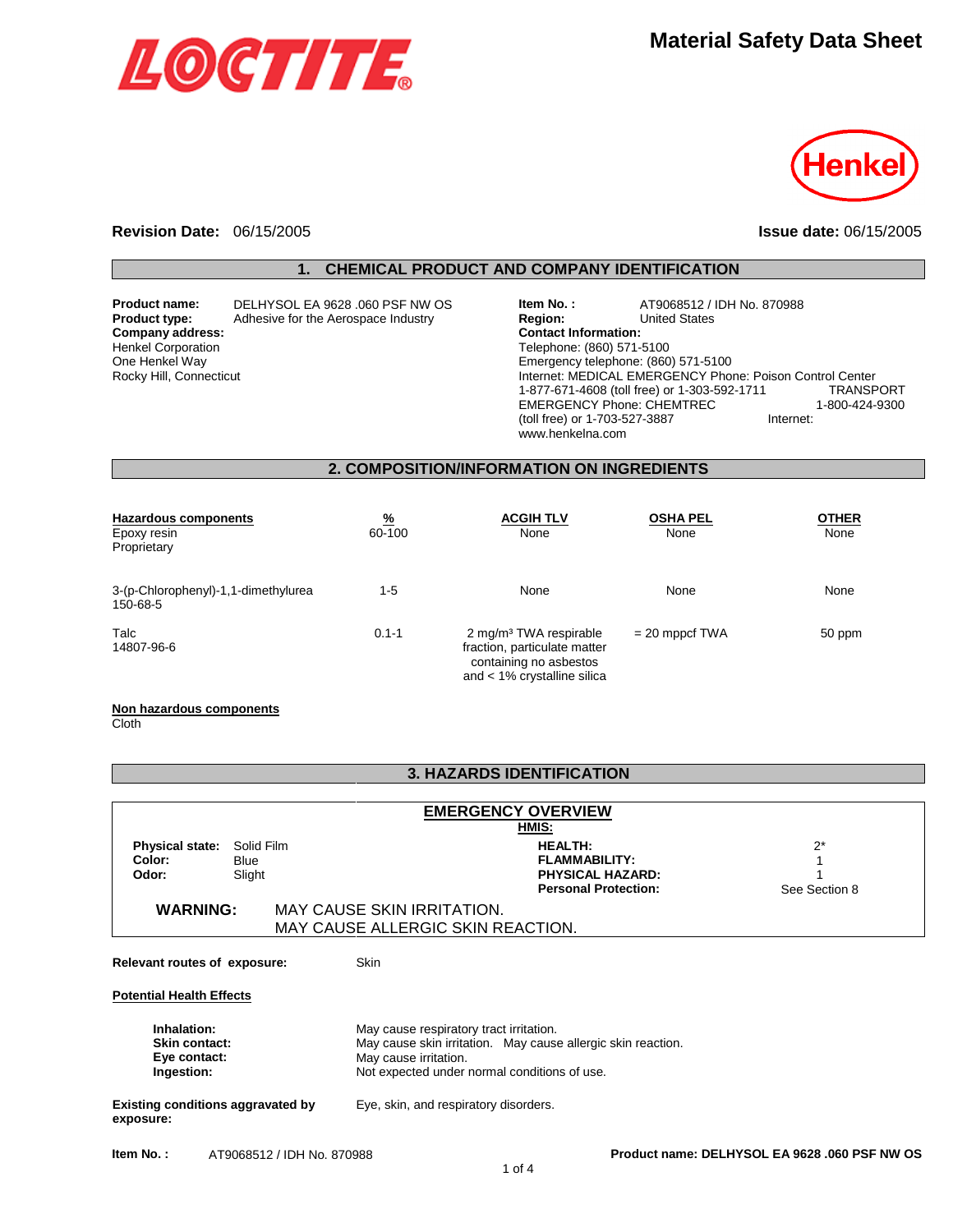# Material Safety Data Sheet

LOCTITE

Henkel

**Revision Date:** 06/15/2005 **Issue date:** 06/15/2005

## 1. CHEMICAL PRODUCT AND COMPANY IDENTIFICATION

**Product name:** DELHYSOL EA 9628 .060 PSF NW OS
**Product type:** Adhesive for the Aerospace Industry
**Company address:**
Henkel Corporation
One Henkel Way
Rocky Hill, Connecticut

**Item No. :** AT9068512 / IDH No. 870988
**Region:** United States
**Contact Information:**
Telephone: (860) 571-5100
Emergency telephone: (860) 571-5100
Internet: MEDICAL EMERGENCY Phone: Poison Control Center 1-877-671-4608 (toll free) or 1-303-592-1711 TRANSPORT EMERGENCY Phone: CHEMTREC 1-800-424-9300 (toll free) or 1-703-527-3887 Internet: www.henkelna.com

## 2. COMPOSITION/INFORMATION ON INGREDIENTS

| Hazardous components | % | ACGIH TLV | OSHA PEL | OTHER |
|---|---|---|---|---|
| Epoxy resin<br>Proprietary | 60-100 | None | None | None |
| 3-(p-Chlorophenyl)-1,1-dimethylurea<br>150-68-5 | 1-5 | None | None | None |
| Talc<br>14807-96-6 | 0.1-1 | 2 mg/m³ TWA respirable fraction, particulate matter containing no asbestos and < 1% crystalline silica | = 20 mppcf TWA | 50 ppm |

**Non hazardous components**
Cloth

## 3. HAZARDS IDENTIFICATION

### EMERGENCY OVERVIEW

**Physical state:** Solid Film
**Color:** Blue
**Odor:** Slight

**HMIS:**

| | |
|---|---|
| **HEALTH:** | 2* |
| **FLAMMABILITY:** | 1 |
| **PHYSICAL HAZARD:** | 1 |
| **Personal Protection:** | See Section 8 |

**WARNING:** MAY CAUSE SKIN IRRITATION.
MAY CAUSE ALLERGIC SKIN REACTION.

**Relevant routes of exposure:** Skin

**Potential Health Effects**

**Inhalation:** May cause respiratory tract irritation.
**Skin contact:** May cause skin irritation. May cause allergic skin reaction.
**Eye contact:** May cause irritation.
**Ingestion:** Not expected under normal conditions of use.

**Existing conditions aggravated by exposure:** Eye, skin, and respiratory disorders.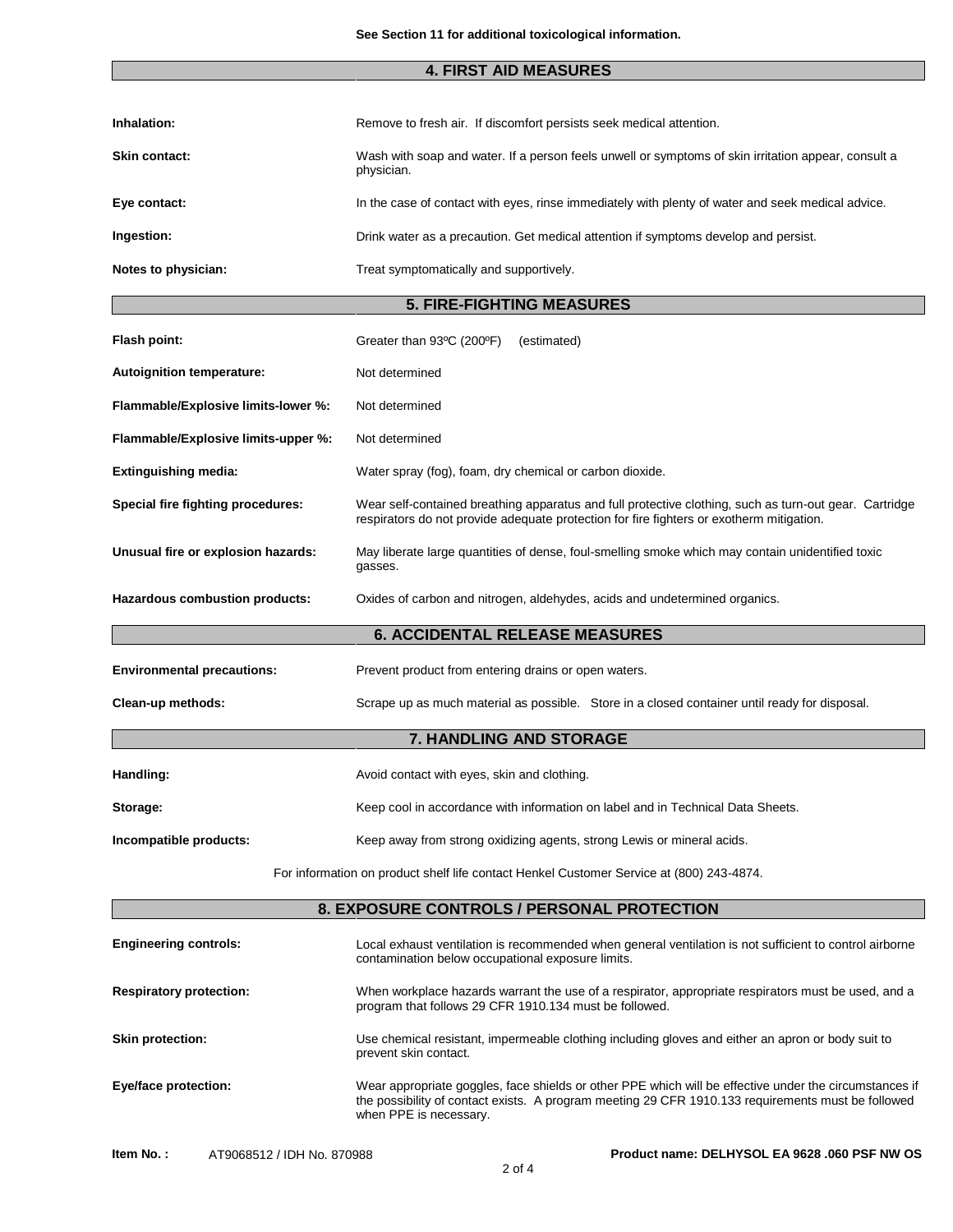See Section 11 for additional toxicological information.

## 4. FIRST AID MEASURES

**Inhalation:** Remove to fresh air. If discomfort persists seek medical attention.

**Skin contact:** Wash with soap and water. If a person feels unwell or symptoms of skin irritation appear, consult a physician.

**Eye contact:** In the case of contact with eyes, rinse immediately with plenty of water and seek medical advice.

**Ingestion:** Drink water as a precaution. Get medical attention if symptoms develop and persist.

**Notes to physician:** Treat symptomatically and supportively.

## 5. FIRE-FIGHTING MEASURES

**Flash point:** Greater than 93ºC (200ºF) (estimated)

**Autoignition temperature:** Not determined

**Flammable/Explosive limits-lower %:** Not determined

**Flammable/Explosive limits-upper %:** Not determined

**Extinguishing media:** Water spray (fog), foam, dry chemical or carbon dioxide.

**Special fire fighting procedures:** Wear self-contained breathing apparatus and full protective clothing, such as turn-out gear. Cartridge respirators do not provide adequate protection for fire fighters or exotherm mitigation.

**Unusual fire or explosion hazards:** May liberate large quantities of dense, foul-smelling smoke which may contain unidentified toxic gasses.

**Hazardous combustion products:** Oxides of carbon and nitrogen, aldehydes, acids and undetermined organics.

## 6. ACCIDENTAL RELEASE MEASURES

**Environmental precautions:** Prevent product from entering drains or open waters.

**Clean-up methods:** Scrape up as much material as possible. Store in a closed container until ready for disposal.

## 7. HANDLING AND STORAGE

**Handling:** Avoid contact with eyes, skin and clothing.

**Storage:** Keep cool in accordance with information on label and in Technical Data Sheets.

**Incompatible products:** Keep away from strong oxidizing agents, strong Lewis or mineral acids.

For information on product shelf life contact Henkel Customer Service at (800) 243-4874.

## 8. EXPOSURE CONTROLS / PERSONAL PROTECTION

**Engineering controls:** Local exhaust ventilation is recommended when general ventilation is not sufficient to control airborne contamination below occupational exposure limits.

**Respiratory protection:** When workplace hazards warrant the use of a respirator, appropriate respirators must be used, and a program that follows 29 CFR 1910.134 must be followed.

**Skin protection:** Use chemical resistant, impermeable clothing including gloves and either an apron or body suit to prevent skin contact.

**Eye/face protection:** Wear appropriate goggles, face shields or other PPE which will be effective under the circumstances if the possibility of contact exists. A program meeting 29 CFR 1910.133 requirements must be followed when PPE is necessary.

**Item No. :** AT9068512 / IDH No. 870988 **Product name: DELHYSOL EA 9628 .060 PSF NW OS**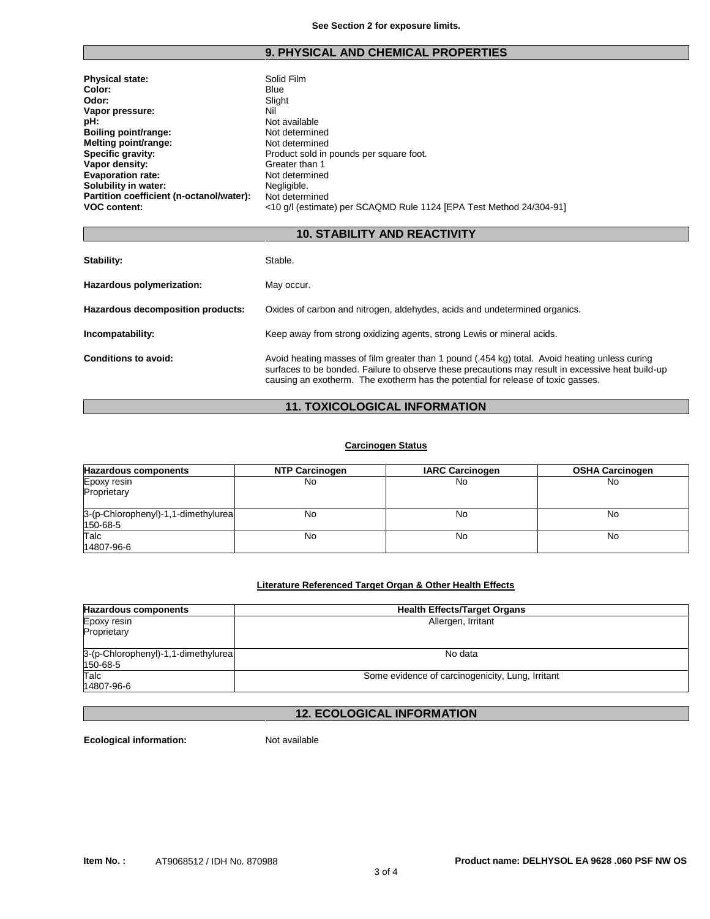See Section 2 for exposure limits.

## 9. PHYSICAL AND CHEMICAL PROPERTIES

**Physical state:** Solid Film
**Color:** Blue
**Odor:** Slight
**Vapor pressure:** Nil
**pH:** Not available
**Boiling point/range:** Not determined
**Melting point/range:** Not determined
**Specific gravity:** Product sold in pounds per square foot.
**Vapor density:** Greater than 1
**Evaporation rate:** Not determined
**Solubility in water:** Negligible.
**Partition coefficient (n-octanol/water):** Not determined
**VOC content:** <10 g/l (estimate) per SCAQMD Rule 1124 [EPA Test Method 24/304-91]

## 10. STABILITY AND REACTIVITY

**Stability:** Stable.

**Hazardous polymerization:** May occur.

**Hazardous decomposition products:** Oxides of carbon and nitrogen, aldehydes, acids and undetermined organics.

**Incompatability:** Keep away from strong oxidizing agents, strong Lewis or mineral acids.

**Conditions to avoid:** Avoid heating masses of film greater than 1 pound (.454 kg) total. Avoid heating unless curing surfaces to be bonded. Failure to observe these precautions may result in excessive heat build-up causing an exotherm. The exotherm has the potential for release of toxic gasses.

## 11. TOXICOLOGICAL INFORMATION

**Carcinogen Status**

| Hazardous components | NTP Carcinogen | IARC Carcinogen | OSHA Carcinogen |
|---|---|---|---|
| Epoxy resin<br>Proprietary | No | No | No |
| 3-(p-Chlorophenyl)-1,1-dimethylurea<br>150-68-5 | No | No | No |
| Talc<br>14807-96-6 | No | No | No |

**Literature Referenced Target Organ & Other Health Effects**

| Hazardous components | Health Effects/Target Organs |
|---|---|
| Epoxy resin<br>Proprietary | Allergen, Irritant |
| 3-(p-Chlorophenyl)-1,1-dimethylurea<br>150-68-5 | No data |
| Talc<br>14807-96-6 | Some evidence of carcinogenicity, Lung, Irritant |

## 12. ECOLOGICAL INFORMATION

**Ecological information:** Not available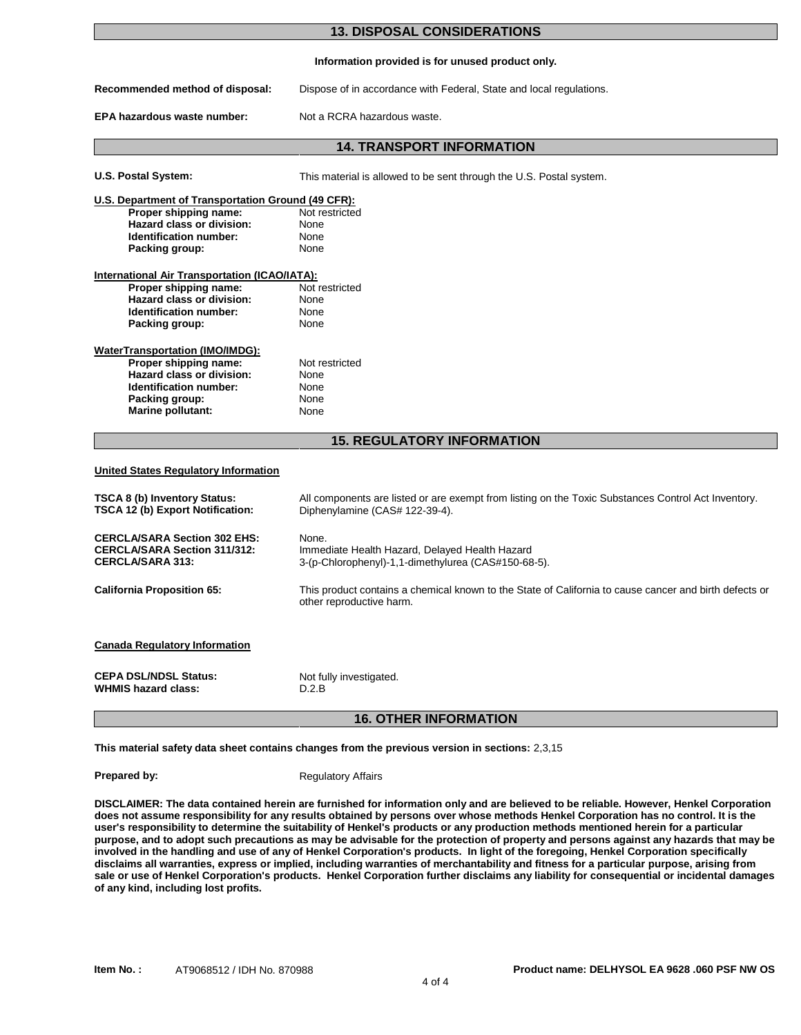## 13. DISPOSAL CONSIDERATIONS

**Information provided is for unused product only.**

**Recommended method of disposal:** Dispose of in accordance with Federal, State and local regulations.

**EPA hazardous waste number:** Not a RCRA hazardous waste.

## 14. TRANSPORT INFORMATION

**U.S. Postal System:** This material is allowed to be sent through the U.S. Postal system.

**U.S. Department of Transportation Ground (49 CFR):**

| | |
|---|---|
| **Proper shipping name:** | Not restricted |
| **Hazard class or division:** | None |
| **Identification number:** | None |
| **Packing group:** | None |

**International Air Transportation (ICAO/IATA):**

| | |
|---|---|
| **Proper shipping name:** | Not restricted |
| **Hazard class or division:** | None |
| **Identification number:** | None |
| **Packing group:** | None |

**WaterTransportation (IMO/IMDG):**

| | |
|---|---|
| **Proper shipping name:** | Not restricted |
| **Hazard class or division:** | None |
| **Identification number:** | None |
| **Packing group:** | None |
| **Marine pollutant:** | None |

## 15. REGULATORY INFORMATION

**United States Regulatory Information**

**TSCA 8 (b) Inventory Status:** All components are listed or are exempt from listing on the Toxic Substances Control Act Inventory.
**TSCA 12 (b) Export Notification:** Diphenylamine (CAS# 122-39-4).

**CERCLA/SARA Section 302 EHS:** None.
**CERCLA/SARA Section 311/312:** Immediate Health Hazard, Delayed Health Hazard
**CERCLA/SARA 313:** 3-(p-Chlorophenyl)-1,1-dimethylurea (CAS#150-68-5).

**California Proposition 65:** This product contains a chemical known to the State of California to cause cancer and birth defects or other reproductive harm.

**Canada Regulatory Information**

**CEPA DSL/NDSL Status:** Not fully investigated.
**WHMIS hazard class:** D.2.B

## 16. OTHER INFORMATION

**This material safety data sheet contains changes from the previous version in sections:** 2,3,15

**Prepared by:** Regulatory Affairs

**DISCLAIMER: The data contained herein are furnished for information only and are believed to be reliable. However, Henkel Corporation does not assume responsibility for any results obtained by persons over whose methods Henkel Corporation has no control. It is the user's responsibility to determine the suitability of Henkel's products or any production methods mentioned herein for a particular purpose, and to adopt such precautions as may be advisable for the protection of property and persons against any hazards that may be involved in the handling and use of any of Henkel Corporation's products. In light of the foregoing, Henkel Corporation specifically disclaims all warranties, express or implied, including warranties of merchantability and fitness for a particular purpose, arising from sale or use of Henkel Corporation's products. Henkel Corporation further disclaims any liability for consequential or incidental damages of any kind, including lost profits.**

**Item No. :** AT9068512 / IDH No. 870988 **Product name: DELHYSOL EA 9628 .060 PSF NW OS**